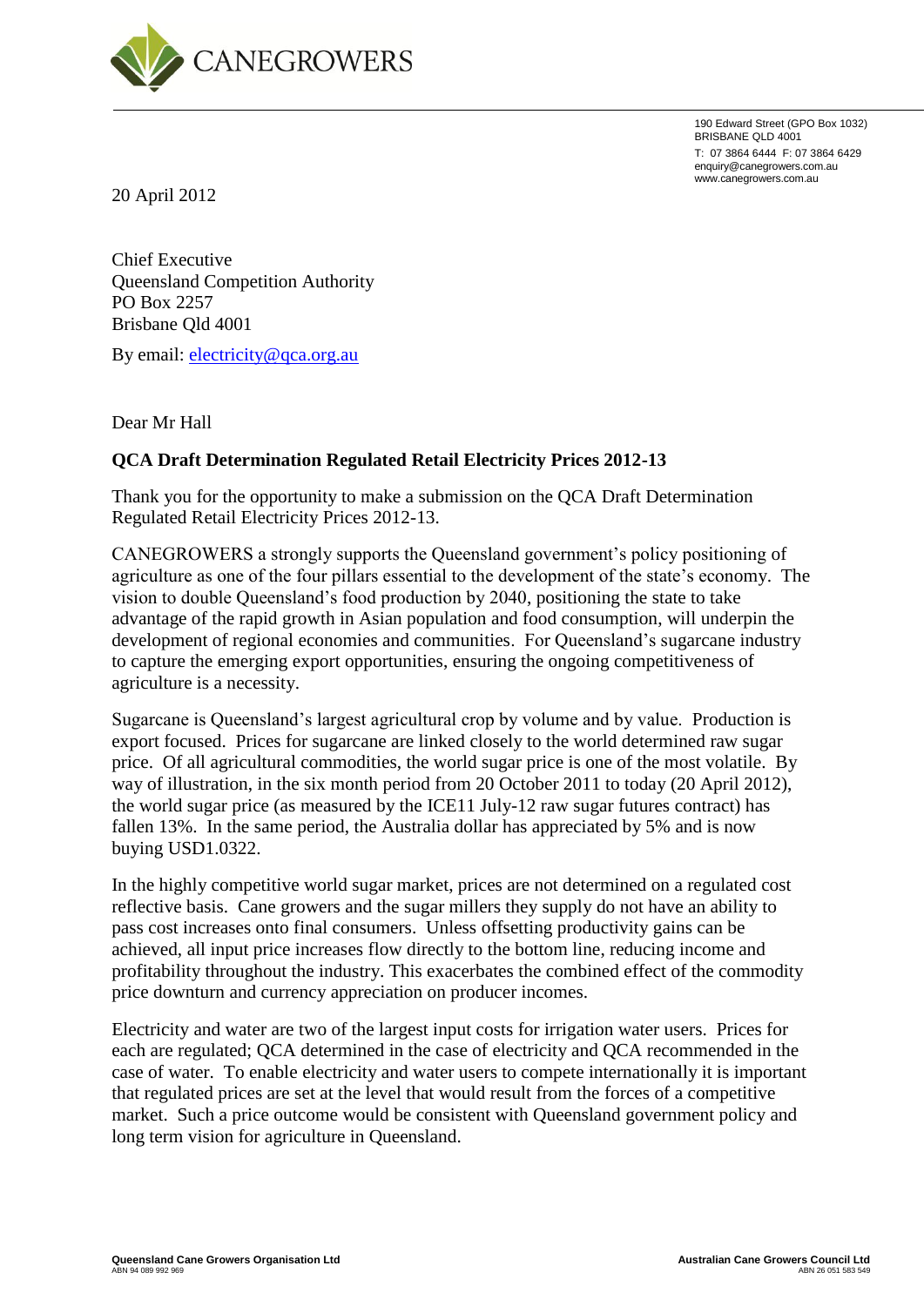CANEGROWERS

190 Edward Street (GPO Box 1032)
BRISBANE QLD 4001
T: 07 3864 6444 F: 07 3864 6429
enquiry@canegrowers.com.au
www.canegrowers.com.au

20 April 2012

Chief Executive
Queensland Competition Authority
PO Box 2257
Brisbane Qld 4001

By email: electricity@qca.org.au

Dear Mr Hall

**QCA Draft Determination Regulated Retail Electricity Prices 2012-13**

Thank you for the opportunity to make a submission on the QCA Draft Determination Regulated Retail Electricity Prices 2012-13.

CANEGROWERS a strongly supports the Queensland government's policy positioning of agriculture as one of the four pillars essential to the development of the state's economy. The vision to double Queensland's food production by 2040, positioning the state to take advantage of the rapid growth in Asian population and food consumption, will underpin the development of regional economies and communities. For Queensland's sugarcane industry to capture the emerging export opportunities, ensuring the ongoing competitiveness of agriculture is a necessity.

Sugarcane is Queensland's largest agricultural crop by volume and by value. Production is export focused. Prices for sugarcane are linked closely to the world determined raw sugar price. Of all agricultural commodities, the world sugar price is one of the most volatile. By way of illustration, in the six month period from 20 October 2011 to today (20 April 2012), the world sugar price (as measured by the ICE11 July-12 raw sugar futures contract) has fallen 13%. In the same period, the Australia dollar has appreciated by 5% and is now buying USD1.0322.

In the highly competitive world sugar market, prices are not determined on a regulated cost reflective basis. Cane growers and the sugar millers they supply do not have an ability to pass cost increases onto final consumers. Unless offsetting productivity gains can be achieved, all input price increases flow directly to the bottom line, reducing income and profitability throughout the industry. This exacerbates the combined effect of the commodity price downturn and currency appreciation on producer incomes.

Electricity and water are two of the largest input costs for irrigation water users. Prices for each are regulated; QCA determined in the case of electricity and QCA recommended in the case of water. To enable electricity and water users to compete internationally it is important that regulated prices are set at the level that would result from the forces of a competitive market. Such a price outcome would be consistent with Queensland government policy and long term vision for agriculture in Queensland.

**Queensland Cane Growers Organisation Ltd**
ABN 94 089 992 969

**Australian Cane Growers Council Ltd**
ABN 26 051 583 549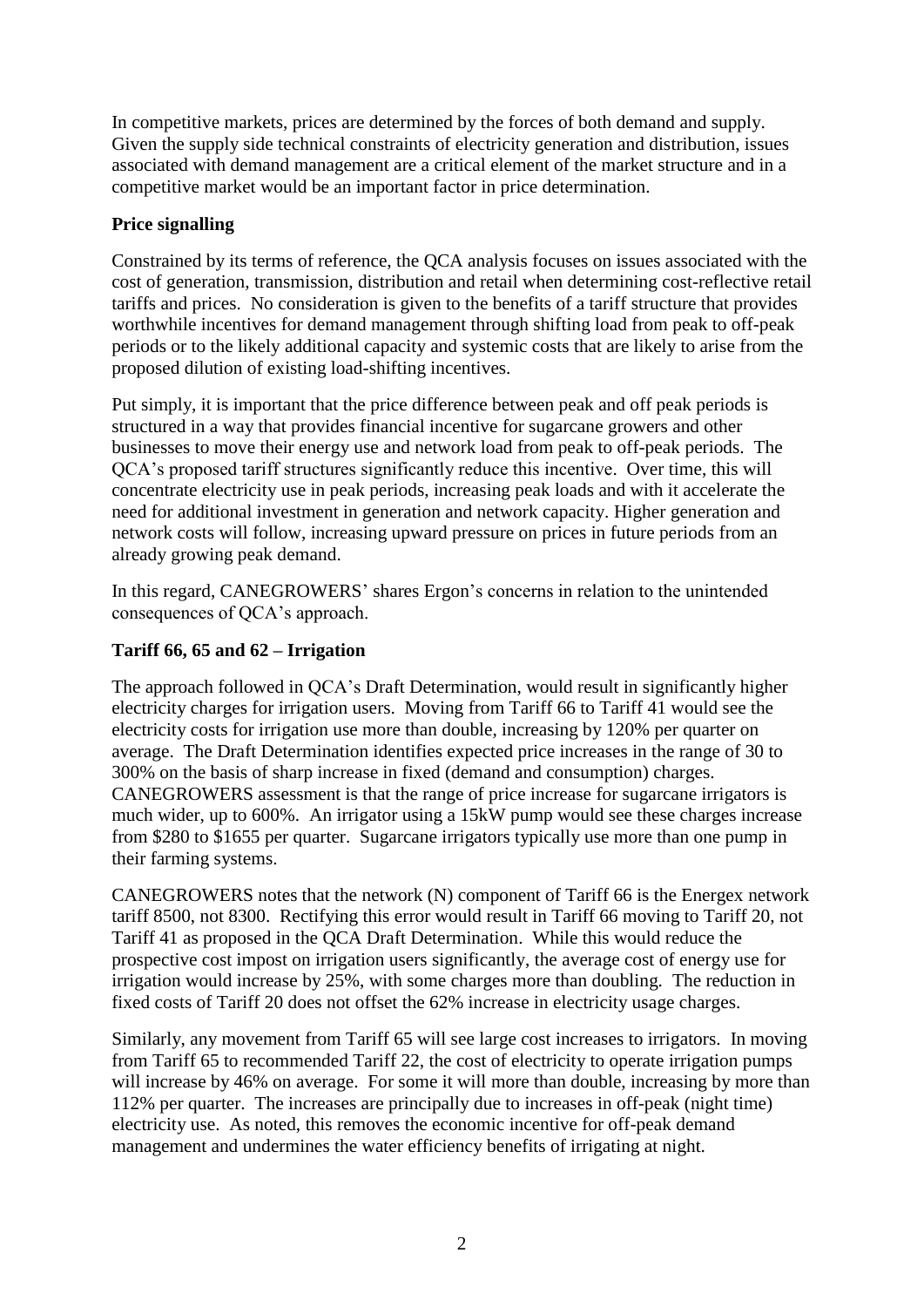In competitive markets, prices are determined by the forces of both demand and supply. Given the supply side technical constraints of electricity generation and distribution, issues associated with demand management are a critical element of the market structure and in a competitive market would be an important factor in price determination.

**Price signalling**

Constrained by its terms of reference, the QCA analysis focuses on issues associated with the cost of generation, transmission, distribution and retail when determining cost-reflective retail tariffs and prices. No consideration is given to the benefits of a tariff structure that provides worthwhile incentives for demand management through shifting load from peak to off-peak periods or to the likely additional capacity and systemic costs that are likely to arise from the proposed dilution of existing load-shifting incentives.

Put simply, it is important that the price difference between peak and off peak periods is structured in a way that provides financial incentive for sugarcane growers and other businesses to move their energy use and network load from peak to off-peak periods. The QCA's proposed tariff structures significantly reduce this incentive. Over time, this will concentrate electricity use in peak periods, increasing peak loads and with it accelerate the need for additional investment in generation and network capacity. Higher generation and network costs will follow, increasing upward pressure on prices in future periods from an already growing peak demand.

In this regard, CANEGROWERS' shares Ergon's concerns in relation to the unintended consequences of QCA's approach.

**Tariff 66, 65 and 62 – Irrigation**

The approach followed in QCA's Draft Determination, would result in significantly higher electricity charges for irrigation users. Moving from Tariff 66 to Tariff 41 would see the electricity costs for irrigation use more than double, increasing by 120% per quarter on average. The Draft Determination identifies expected price increases in the range of 30 to 300% on the basis of sharp increase in fixed (demand and consumption) charges. CANEGROWERS assessment is that the range of price increase for sugarcane irrigators is much wider, up to 600%. An irrigator using a 15kW pump would see these charges increase from $280 to $1655 per quarter. Sugarcane irrigators typically use more than one pump in their farming systems.

CANEGROWERS notes that the network (N) component of Tariff 66 is the Energex network tariff 8500, not 8300. Rectifying this error would result in Tariff 66 moving to Tariff 20, not Tariff 41 as proposed in the QCA Draft Determination. While this would reduce the prospective cost impost on irrigation users significantly, the average cost of energy use for irrigation would increase by 25%, with some charges more than doubling. The reduction in fixed costs of Tariff 20 does not offset the 62% increase in electricity usage charges.

Similarly, any movement from Tariff 65 will see large cost increases to irrigators. In moving from Tariff 65 to recommended Tariff 22, the cost of electricity to operate irrigation pumps will increase by 46% on average. For some it will more than double, increasing by more than 112% per quarter. The increases are principally due to increases in off-peak (night time) electricity use. As noted, this removes the economic incentive for off-peak demand management and undermines the water efficiency benefits of irrigating at night.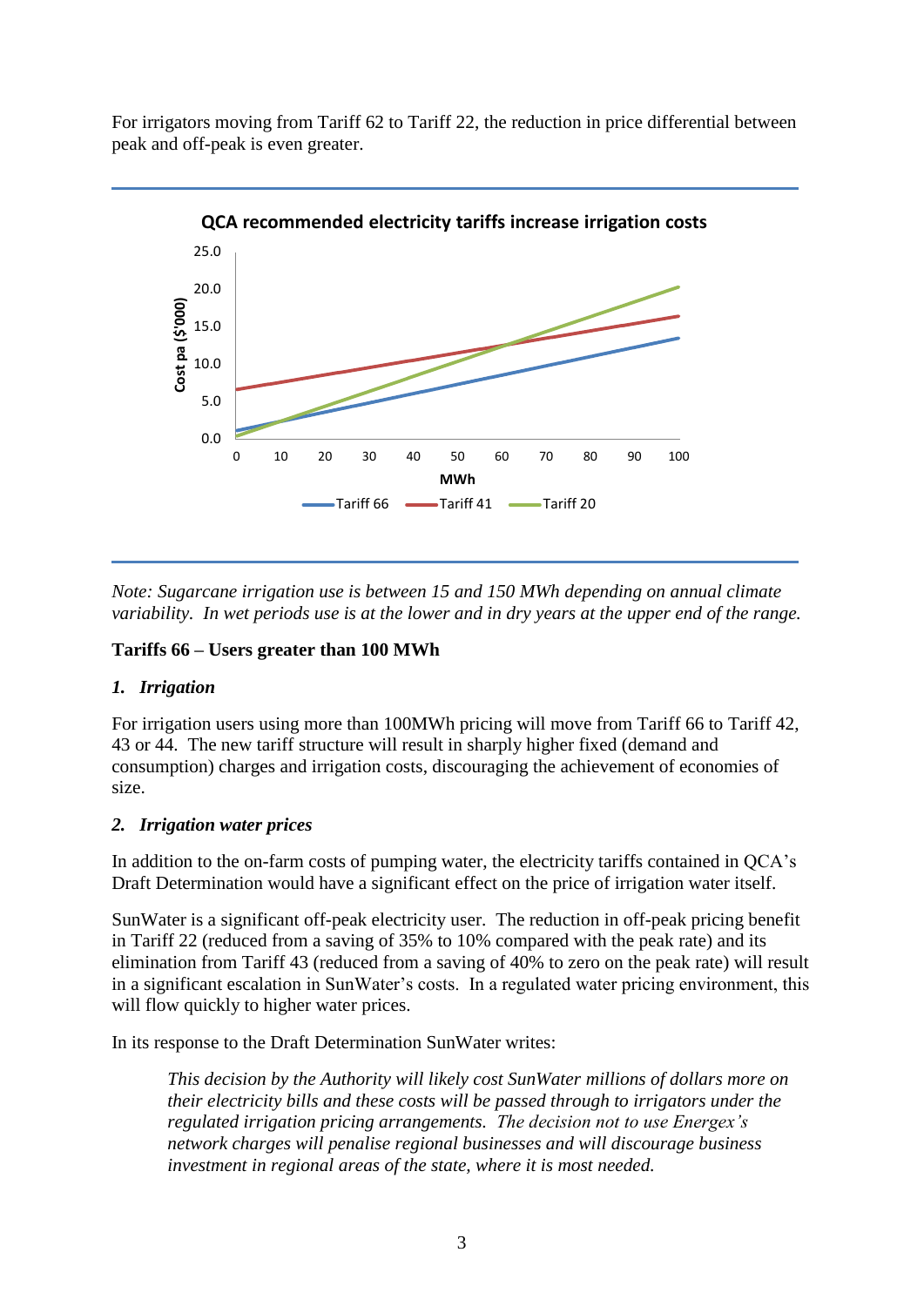For irrigators moving from Tariff 62 to Tariff 22, the reduction in price differential between peak and off-peak is even greater.

**QCA recommended electricity tariffs increase irrigation costs**

*Note: Sugarcane irrigation use is between 15 and 150 MWh depending on annual climate variability. In wet periods use is at the lower and in dry years at the upper end of the range.*

### Tariffs 66 – Users greater than 100 MWh

#### *1. Irrigation*

For irrigation users using more than 100MWh pricing will move from Tariff 66 to Tariff 42, 43 or 44. The new tariff structure will result in sharply higher fixed (demand and consumption) charges and irrigation costs, discouraging the achievement of economies of size.

#### *2. Irrigation water prices*

In addition to the on-farm costs of pumping water, the electricity tariffs contained in QCA's Draft Determination would have a significant effect on the price of irrigation water itself.

SunWater is a significant off-peak electricity user. The reduction in off-peak pricing benefit in Tariff 22 (reduced from a saving of 35% to 10% compared with the peak rate) and its elimination from Tariff 43 (reduced from a saving of 40% to zero on the peak rate) will result in a significant escalation in SunWater's costs. In a regulated water pricing environment, this will flow quickly to higher water prices.

In its response to the Draft Determination SunWater writes:

> *This decision by the Authority will likely cost SunWater millions of dollars more on their electricity bills and these costs will be passed through to irrigators under the regulated irrigation pricing arrangements. The decision not to use Energex's network charges will penalise regional businesses and will discourage business investment in regional areas of the state, where it is most needed.*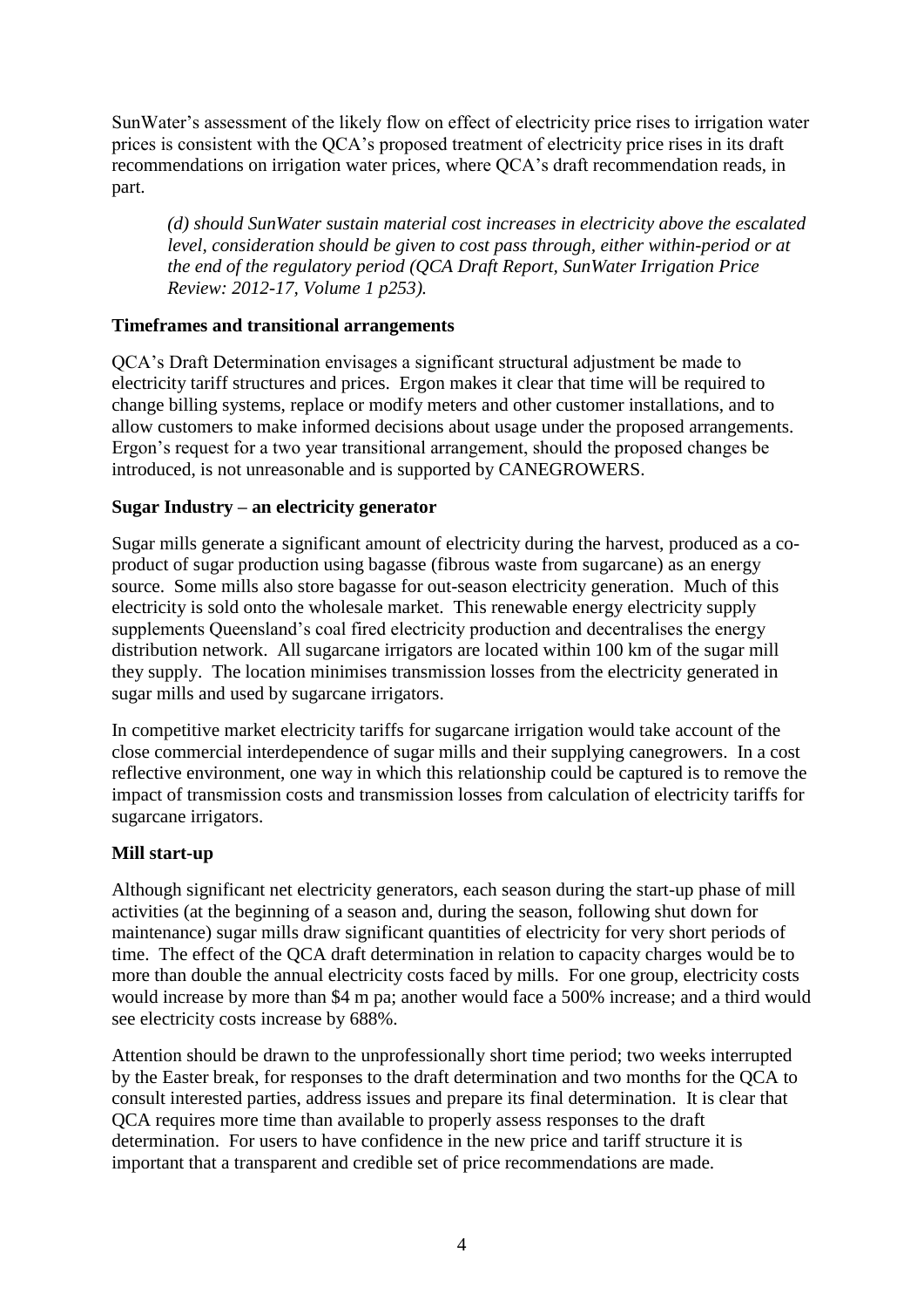SunWater's assessment of the likely flow on effect of electricity price rises to irrigation water prices is consistent with the QCA's proposed treatment of electricity price rises in its draft recommendations on irrigation water prices, where QCA's draft recommendation reads, in part.

> *(d) should SunWater sustain material cost increases in electricity above the escalated level, consideration should be given to cost pass through, either within-period or at the end of the regulatory period (QCA Draft Report, SunWater Irrigation Price Review: 2012-17, Volume 1 p253).*

**Timeframes and transitional arrangements**

QCA's Draft Determination envisages a significant structural adjustment be made to electricity tariff structures and prices. Ergon makes it clear that time will be required to change billing systems, replace or modify meters and other customer installations, and to allow customers to make informed decisions about usage under the proposed arrangements. Ergon's request for a two year transitional arrangement, should the proposed changes be introduced, is not unreasonable and is supported by CANEGROWERS.

**Sugar Industry – an electricity generator**

Sugar mills generate a significant amount of electricity during the harvest, produced as a co-product of sugar production using bagasse (fibrous waste from sugarcane) as an energy source. Some mills also store bagasse for out-season electricity generation. Much of this electricity is sold onto the wholesale market. This renewable energy electricity supply supplements Queensland's coal fired electricity production and decentralises the energy distribution network. All sugarcane irrigators are located within 100 km of the sugar mill they supply. The location minimises transmission losses from the electricity generated in sugar mills and used by sugarcane irrigators.

In competitive market electricity tariffs for sugarcane irrigation would take account of the close commercial interdependence of sugar mills and their supplying canegrowers. In a cost reflective environment, one way in which this relationship could be captured is to remove the impact of transmission costs and transmission losses from calculation of electricity tariffs for sugarcane irrigators.

**Mill start-up**

Although significant net electricity generators, each season during the start-up phase of mill activities (at the beginning of a season and, during the season, following shut down for maintenance) sugar mills draw significant quantities of electricity for very short periods of time. The effect of the QCA draft determination in relation to capacity charges would be to more than double the annual electricity costs faced by mills. For one group, electricity costs would increase by more than $4 m pa; another would face a 500% increase; and a third would see electricity costs increase by 688%.

Attention should be drawn to the unprofessionally short time period; two weeks interrupted by the Easter break, for responses to the draft determination and two months for the QCA to consult interested parties, address issues and prepare its final determination. It is clear that QCA requires more time than available to properly assess responses to the draft determination. For users to have confidence in the new price and tariff structure it is important that a transparent and credible set of price recommendations are made.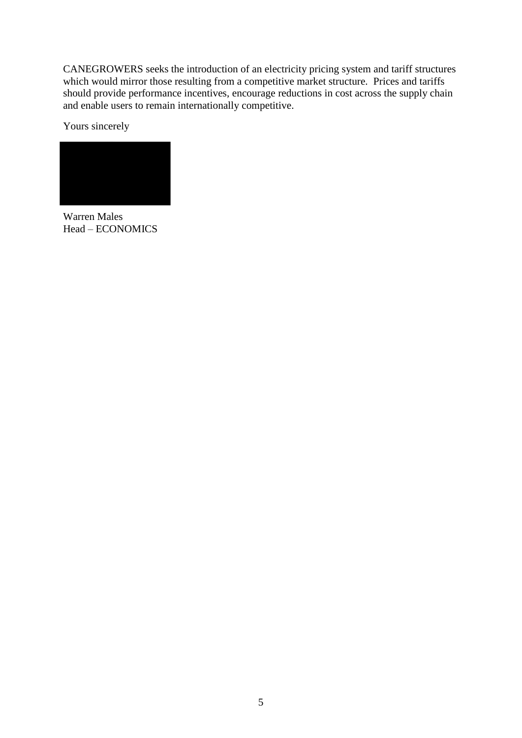CANEGROWERS seeks the introduction of an electricity pricing system and tariff structures which would mirror those resulting from a competitive market structure. Prices and tariffs should provide performance incentives, encourage reductions in cost across the supply chain and enable users to remain internationally competitive.

Yours sincerely

Warren Males
Head – ECONOMICS